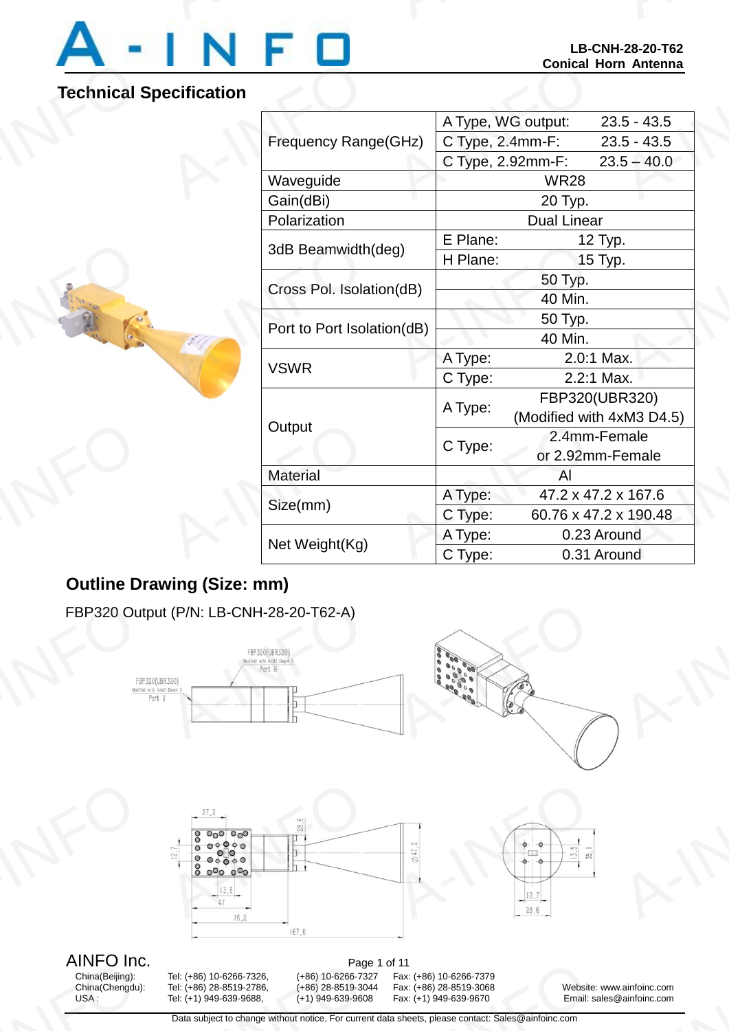LB-CNH-28-20-T62
Conical Horn Antenna

## Technical Specification

| Parameter | | |
|---|---|---|
| Frequency Range(GHz) | A Type, WG output: | 23.5 - 43.5 |
| | C Type, 2.4mm-F: | 23.5 - 43.5 |
| | C Type, 2.92mm-F: | 23.5 – 40.0 |
| Waveguide | WR28 | |
| Gain(dBi) | 20 Typ. | |
| Polarization | Dual Linear | |
| 3dB Beamwidth(deg) | E Plane: | 12 Typ. |
| | H Plane: | 15 Typ. |
| Cross Pol. Isolation(dB) | 50 Typ. | |
| | 40 Min. | |
| Port to Port Isolation(dB) | 50 Typ. | |
| | 40 Min. | |
| VSWR | A Type: | 2.0:1 Max. |
| | C Type: | 2.2:1 Max. |
| Output | A Type: | FBP320(UBR320) (Modified with 4xM3 D4.5) |
| | C Type: | 2.4mm-Female or 2.92mm-Female |
| Material | Al | |
| Size(mm) | A Type: | 47.2 x 47.2 x 167.6 |
| | C Type: | 60.76 x 47.2 x 190.48 |
| Net Weight(Kg) | A Type: | 0.23 Around |
| | C Type: | 0.31 Around |

## Outline Drawing (Size: mm)

FBP320 Output (P/N: LB-CNH-28-20-T62-A)

FBP320(UBR320) Modified with 4xM3 Deep4.5 Port H

FBP320(UBR320) Modified with 4xM3 Deep4.5 Port V

27.2, 12.7, 28.6, 13.5, 47, 76.2, 167.6, Ø47.2, 13.5, 38.1, 12.7, 28.6

AINFO Inc.

China(Beijing): Tel: (+86) 10-6266-7326, (+86) 10-6266-7327 Fax: (+86) 10-6266-7379
China(Chengdu): Tel: (+86) 28-8519-2786, (+86) 28-8519-3044 Fax: (+86) 28-8519-3068
USA : Tel: (+1) 949-639-9688, (+1) 949-639-9608 Fax: (+1) 949-639-9670

Website: www.ainfoinc.com
Email: sales@ainfoinc.com

Data subject to change without notice. For current data sheets, please contact: Sales@ainfoinc.com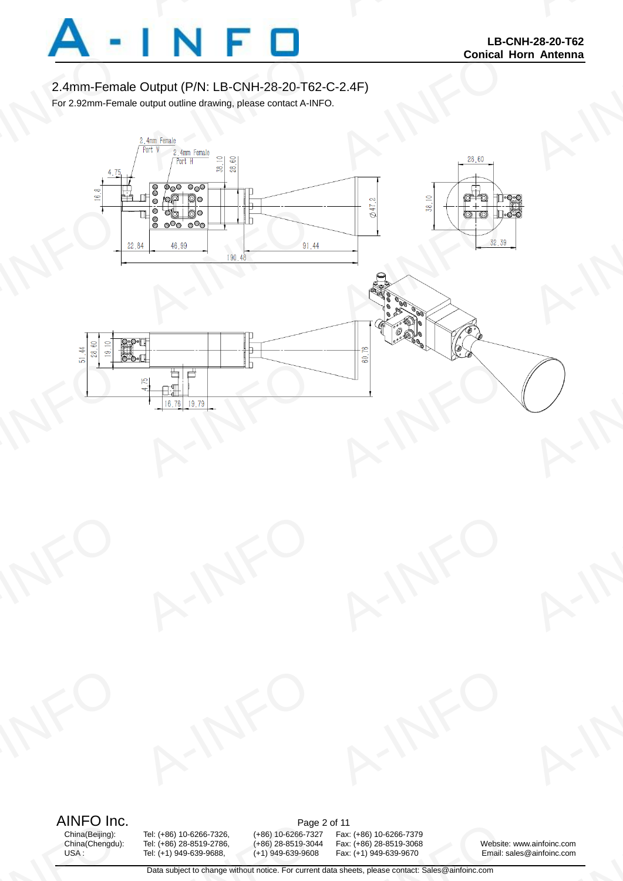## 2.4mm-Female Output (P/N: LB-CNH-28-20-T62-C-2.4F)

For 2.92mm-Female output outline drawing, please contact A-INFO.

2.4mm Female
Port V
2.4mm Female
Port H
4.75
16.8
38.10
28.60
Ø47.2
22.84
46.99
91.44
190.48
28.60
38.10
32.39
51.44
28.60
19.10
60.76
4.75
16.76
19.79

AINFO Inc.

| | | | | |
|---|---|---|---|---|
| China(Beijing): | Tel: (+86) 10-6266-7326, | (+86) 10-6266-7327 | Fax: (+86) 10-6266-7379 | |
| China(Chengdu): | Tel: (+86) 28-8519-2786, | (+86) 28-8519-3044 | Fax: (+86) 28-8519-3068 | Website: www.ainfoinc.com |
| USA : | Tel: (+1) 949-639-9688, | (+1) 949-639-9608 | Fax: (+1) 949-639-9670 | Email: sales@ainfoinc.com |

Data subject to change without notice. For current data sheets, please contact: Sales@ainfoinc.com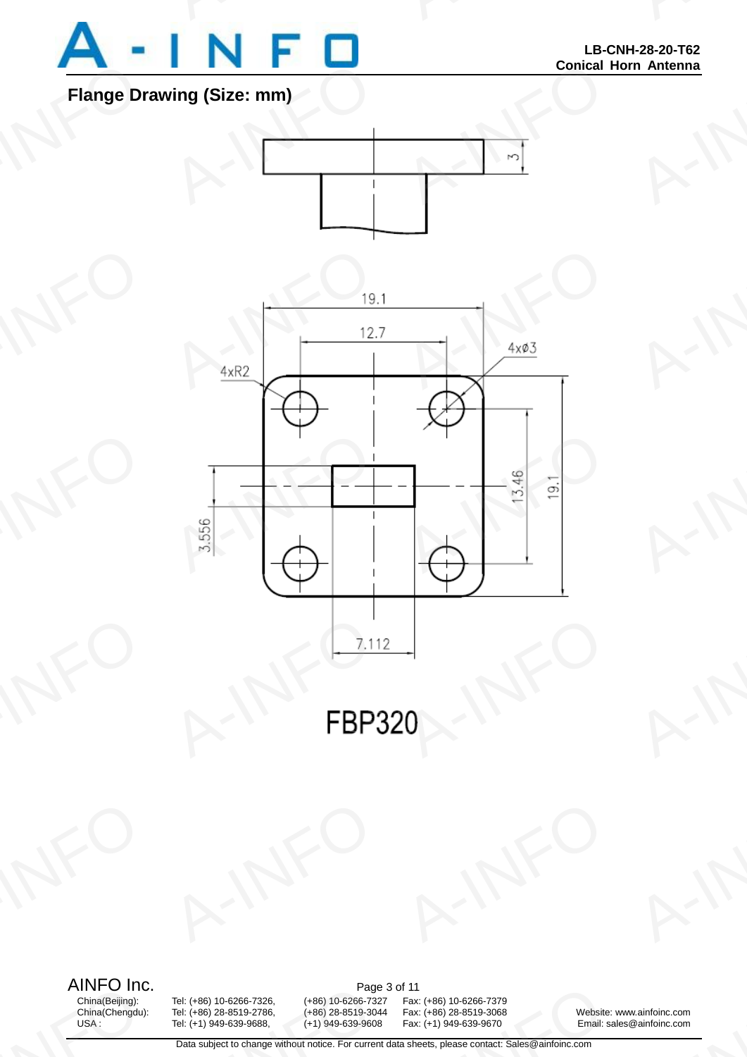## Flange Drawing (Size: mm)

3

19.1

12.7

4xø3

4xR2

3.556

13.46

19.1

7.112

FBP320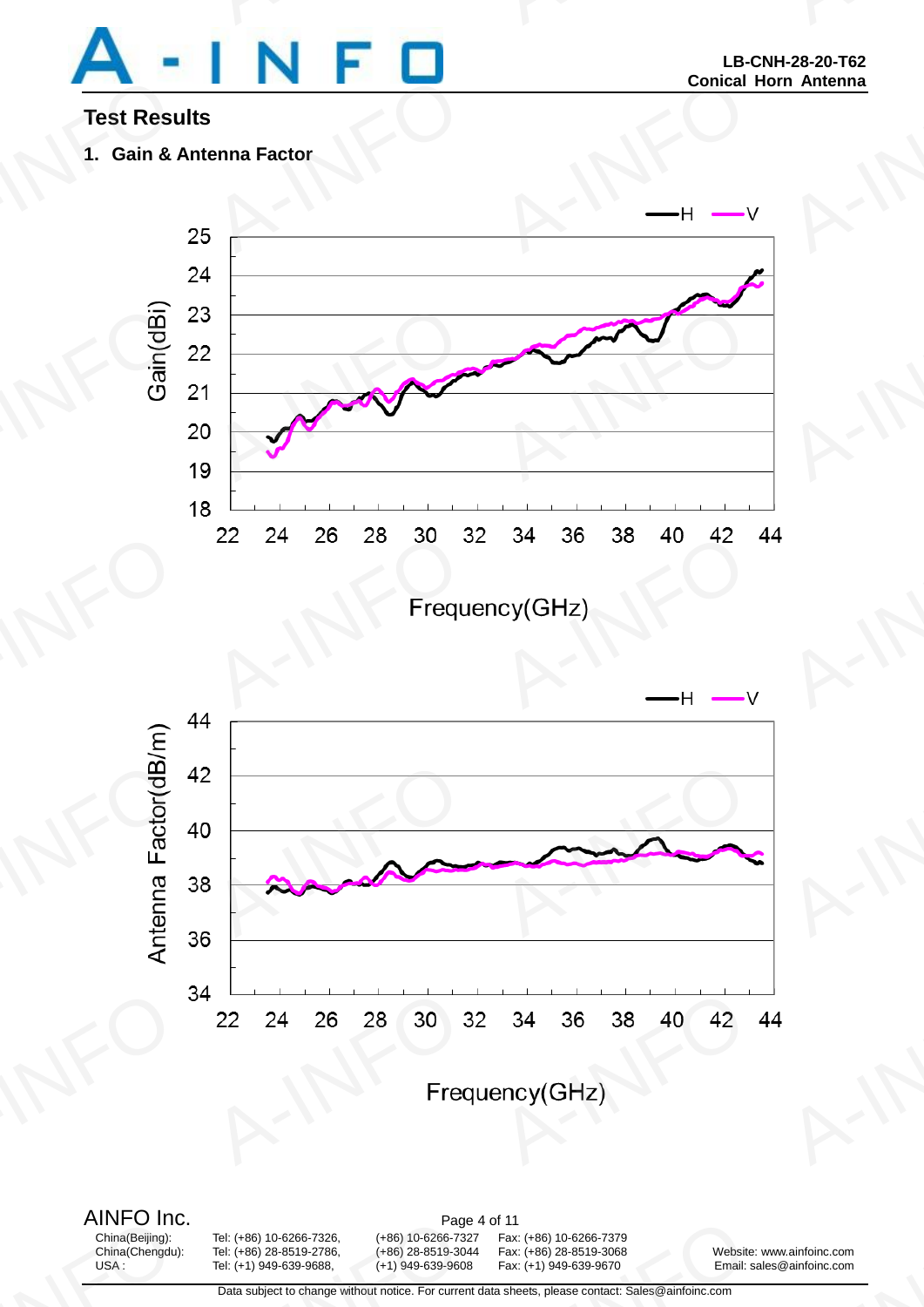## Test Results

### 1. Gain & Antenna Factor

H V

Gain(dBi)

25
24
23
22
21
20
19
18

22 24 26 28 30 32 34 36 38 40 42 44

Frequency(GHz)

H V

Antenna Factor(dB/m)

44
42
40
38
36
34

22 24 26 28 30 32 34 36 38 40 42 44

Frequency(GHz)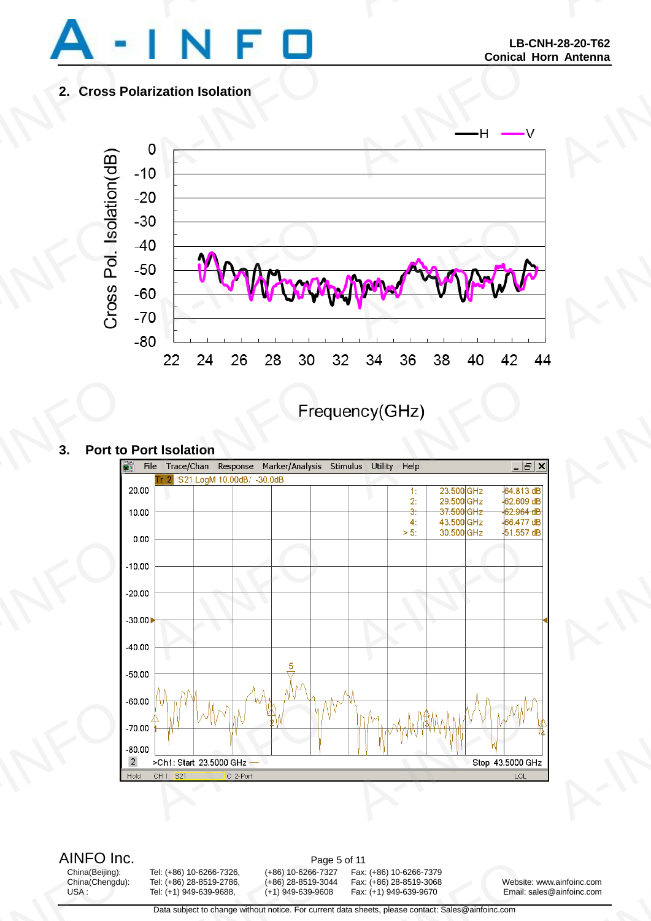## 2. Cross Polarization Isolation

## 3. Port to Port Isolation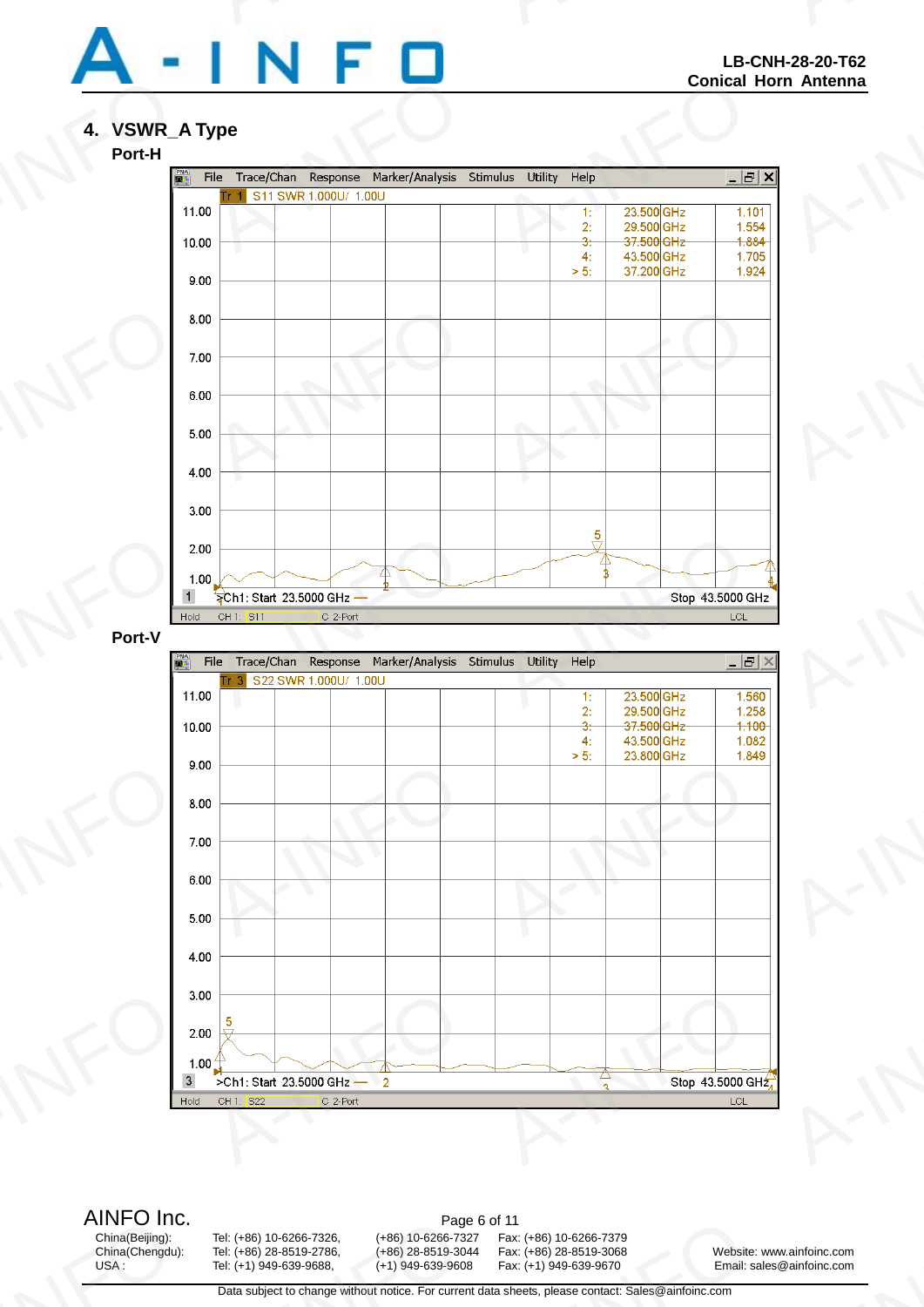## 4. VSWR_A Type

**Port-H**

File Trace/Chan Response Marker/Analysis Stimulus Utility Help

Tr 1 S11 SWR 1.000U/ 1.00U

11.00
10.00
9.00
8.00
7.00
6.00
5.00
4.00
3.00
2.00
1.00

1: 23.500 GHz 1.101
2: 29.500 GHz 1.554
3: 37.500 GHz 1.884
4: 43.500 GHz 1.705
> 5: 37.200 GHz 1.924

>Ch1: Start 23.5000 GHz — Stop 43.5000 GHz

Hold CH 1: S11 C 2-Port LCL

**Port-V**

File Trace/Chan Response Marker/Analysis Stimulus Utility Help

Tr 3 S22 SWR 1.000U/ 1.00U

11.00
10.00
9.00
8.00
7.00
6.00
5.00
4.00
3.00
2.00
1.00

1: 23.500 GHz 1.560
2: 29.500 GHz 1.258
3: 37.500 GHz 1.100
4: 43.500 GHz 1.082
> 5: 23.800 GHz 1.849

>Ch1: Start 23.5000 GHz — Stop 43.5000 GHz

Hold CH 1: S22 C 2-Port LCL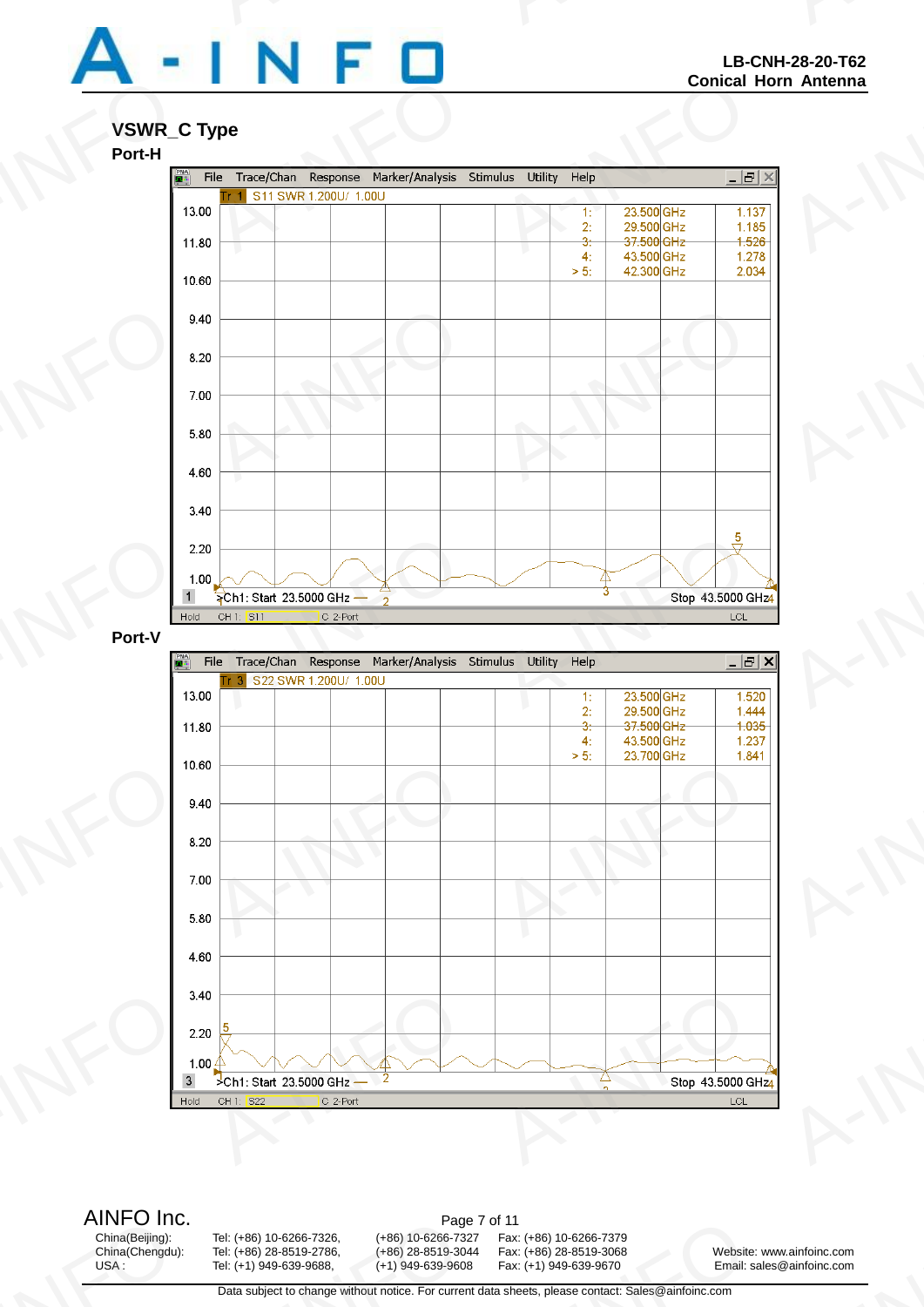## VSWR_C Type

**Port-H**

File Trace/Chan Response Marker/Analysis Stimulus Utility Help

Tr 1 S11 SWR 1.200U/ 1.00U

13.00
11.80
10.60
9.40
8.20
7.00
5.80
4.60
3.40
2.20
1.00

1: 23.500 GHz 1.137
2: 29.500 GHz 1.185
3: 37.500 GHz 1.526
4: 43.500 GHz 1.278
> 5: 42.300 GHz 2.034

1 >Ch1: Start 23.5000 GHz — Stop 43.5000 GHz

Hold CH 1: S11 C 2-Port LCL

**Port-V**

File Trace/Chan Response Marker/Analysis Stimulus Utility Help

Tr 3 S22 SWR 1.200U/ 1.00U

13.00
11.80
10.60
9.40
8.20
7.00
5.80
4.60
3.40
2.20
1.00

1: 23.500 GHz 1.520
2: 29.500 GHz 1.444
3: 37.500 GHz 1.035
4: 43.500 GHz 1.237
> 5: 23.700 GHz 1.841

3 >Ch1: Start 23.5000 GHz — Stop 43.5000 GHz

Hold CH 1: S22 C 2-Port LCL

AINFO Inc.

China(Beijing): Tel: (+86) 10-6266-7326, (+86) 10-6266-7327 Fax: (+86) 10-6266-7379
China(Chengdu): Tel: (+86) 28-8519-2786, (+86) 28-8519-3044 Fax: (+86) 28-8519-3068
USA : Tel: (+1) 949-639-9688, (+1) 949-639-9608 Fax: (+1) 949-639-9670

Website: www.ainfoinc.com
Email: sales@ainfoinc.com

Data subject to change without notice. For current data sheets, please contact: Sales@ainfoinc.com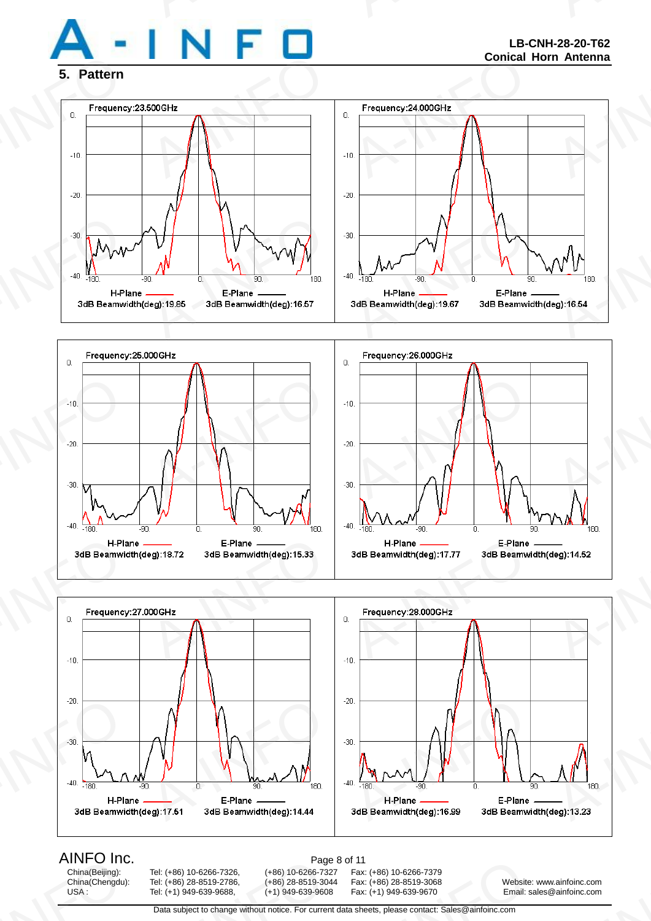## 5. Pattern

Frequency:23.500GHz

H-Plane 3dB Beamwidth(deg):19.85
E-Plane 3dB Beamwidth(deg):16.57

Frequency:24.000GHz

H-Plane 3dB Beamwidth(deg):19.67
E-Plane 3dB Beamwidth(deg):16.54

Frequency:25.000GHz

H-Plane 3dB Beamwidth(deg):18.72
E-Plane 3dB Beamwidth(deg):15.33

Frequency:26.000GHz

H-Plane 3dB Beamwidth(deg):17.77
E-Plane 3dB Beamwidth(deg):14.52

Frequency:27.000GHz

H-Plane 3dB Beamwidth(deg):17.51
E-Plane 3dB Beamwidth(deg):14.44

Frequency:28.000GHz

H-Plane 3dB Beamwidth(deg):16.99
E-Plane 3dB Beamwidth(deg):13.23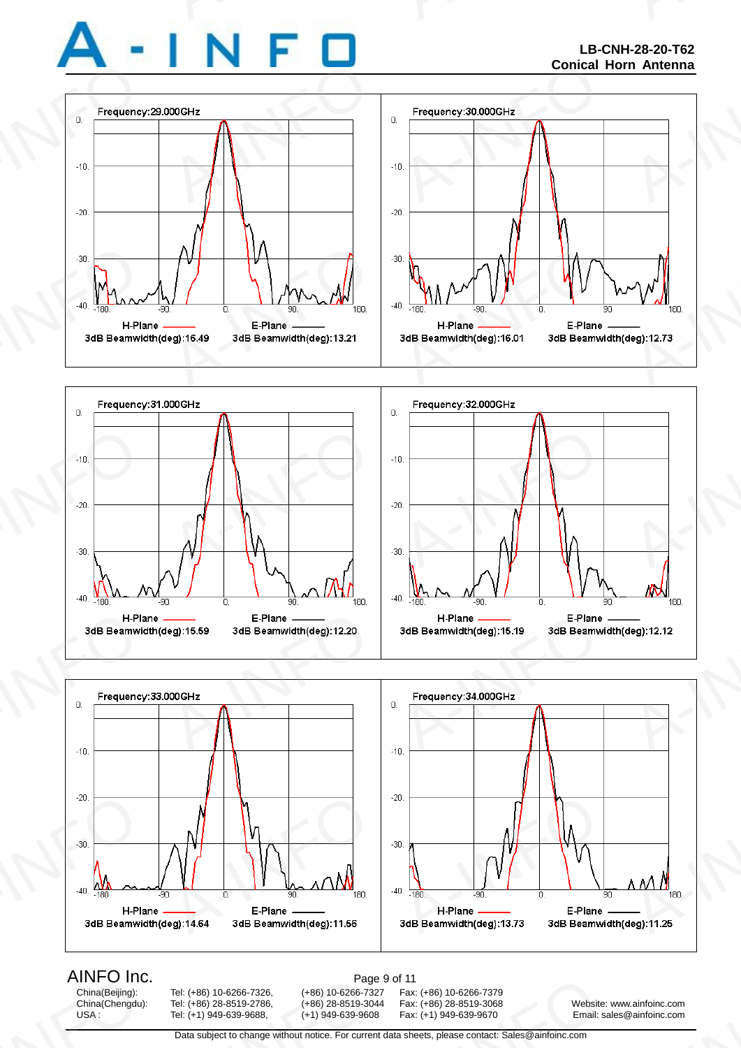Frequency:29.000GHz

0.
-10.
-20.
-30.
-40.
-180. -90. 0. 90. 180.

H-Plane
3dB Beamwidth(deg):16.49

E-Plane
3dB Beamwidth(deg):13.21

Frequency:30.000GHz

0.
-10.
-20.
-30.
-40.
-180. -90. 0. 90. 180.

H-Plane
3dB Beamwidth(deg):16.01

E-Plane
3dB Beamwidth(deg):12.73

Frequency:31.000GHz

0.
-10.
-20.
-30.
-40.
-180. -90. 0. 90. 180.

H-Plane
3dB Beamwidth(deg):15.59

E-Plane
3dB Beamwidth(deg):12.20

Frequency:32.000GHz

0.
-10.
-20.
-30.
-40.
-180. -90. 0. 90. 180.

H-Plane
3dB Beamwidth(deg):15.19

E-Plane
3dB Beamwidth(deg):12.12

Frequency:33.000GHz

0.
-10.
-20.
-30.
-40.
-180. -90. 0. 90. 180.

H-Plane
3dB Beamwidth(deg):14.64

E-Plane
3dB Beamwidth(deg):11.56

Frequency:34.000GHz

0.
-10.
-20.
-30.
-40.
-180. -90. 0. 90. 180.

H-Plane
3dB Beamwidth(deg):13.73

E-Plane
3dB Beamwidth(deg):11.25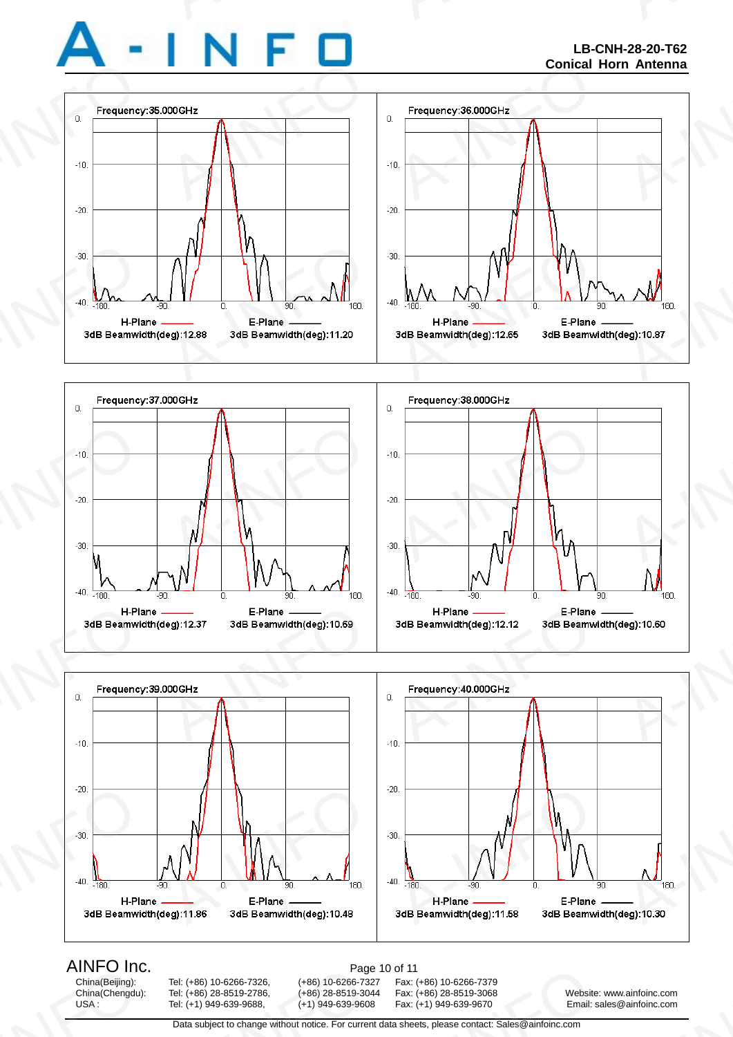Frequency:35.000GHz

H-Plane 3dB Beamwidth(deg):12.88 | E-Plane 3dB Beamwidth(deg):11.20

Frequency:36.000GHz

H-Plane 3dB Beamwidth(deg):12.65 | E-Plane 3dB Beamwidth(deg):10.87

Frequency:37.000GHz

H-Plane 3dB Beamwidth(deg):12.37 | E-Plane 3dB Beamwidth(deg):10.69

Frequency:38.000GHz

H-Plane 3dB Beamwidth(deg):12.12 | E-Plane 3dB Beamwidth(deg):10.60

Frequency:39.000GHz

H-Plane 3dB Beamwidth(deg):11.86 | E-Plane 3dB Beamwidth(deg):10.49

Frequency:40.000GHz

H-Plane 3dB Beamwidth(deg):11.58 | E-Plane 3dB Beamwidth(deg):10.30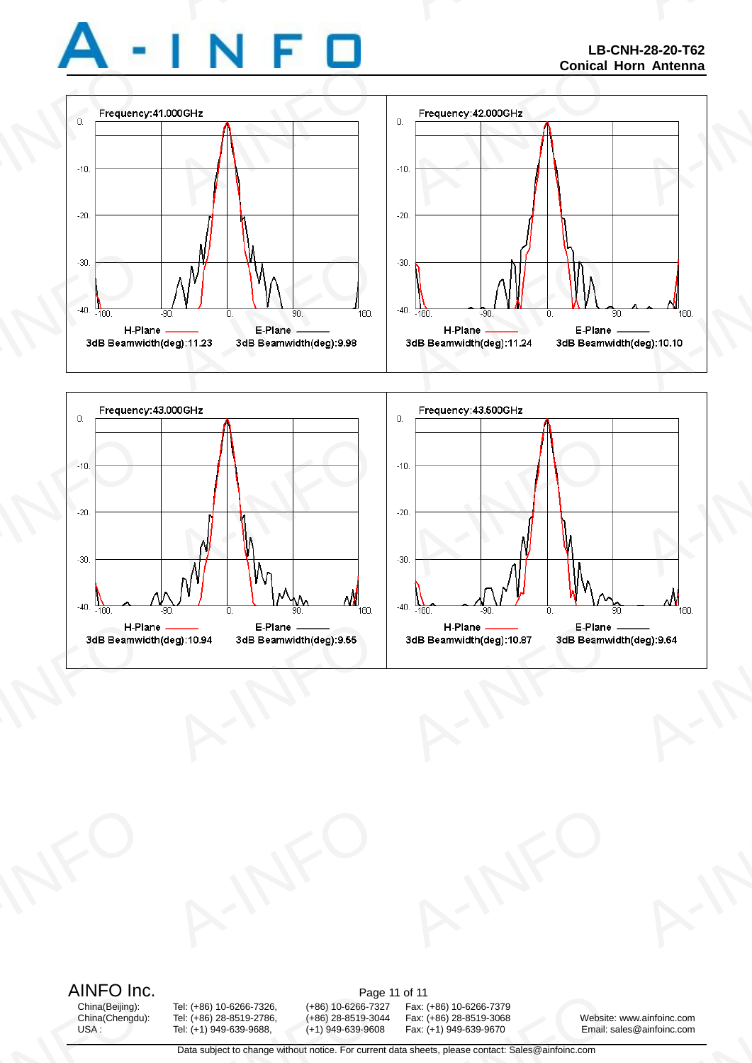Frequency:41.000GHz

0.
-10.
-20.
-30.
-40.
-180. -90. 0. 90. 180.

H-Plane 3dB Beamwidth(deg):11.23
E-Plane 3dB Beamwidth(deg):9.98

Frequency:42.000GHz

0.
-10.
-20.
-30.
-40.
-180. -90. 0. 90. 180.

H-Plane 3dB Beamwidth(deg):11.24
E-Plane 3dB Beamwidth(deg):10.10

Frequency:43.000GHz

0.
-10.
-20.
-30.
-40.
-180. -90. 0. 90. 180.

H-Plane 3dB Beamwidth(deg):10.94
E-Plane 3dB Beamwidth(deg):9.55

Frequency:43.500GHz

0.
-10.
-20.
-30.
-40.
-180. -90. 0. 90. 180.

H-Plane 3dB Beamwidth(deg):10.87
E-Plane 3dB Beamwidth(deg):9.64